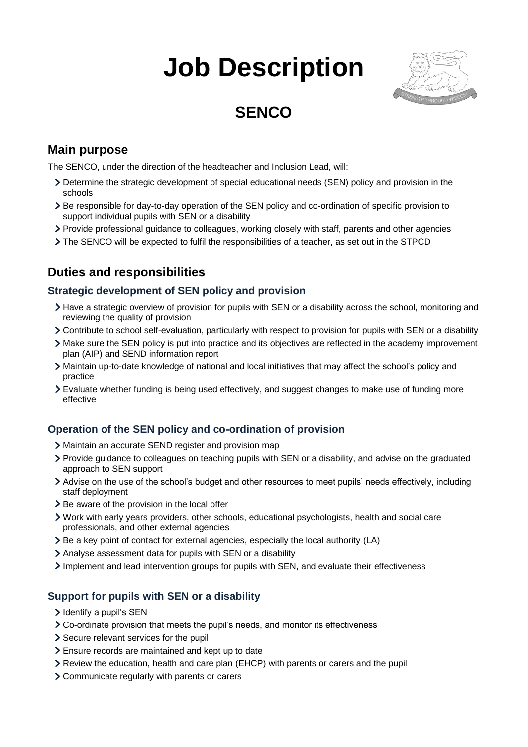# Job Description

## SENCO

## Main purpose

The SENCO, under the direction of the headteacher and Inclusion Lead, will:

- Determine the strategic development of special educational needs (SEN) policy and provision in the schools
- Be responsible for day-to-day operation of the SEN policy and co-ordination of specific provision to support individual pupils with SEN or a disability
- Provide professional guidance to colleagues, working closely with staff, parents and other agencies
- The SENCO will be expected to fulfil the responsibilities of a teacher, as set out in the STPCD

## Duties and responsibilities

### Strategic development of SEN policy and provision

- Have a strategic overview of provision for pupils with SEN or a disability across the school, monitoring and reviewing the quality of provision
- Contribute to school self-evaluation, particularly with respect to provision for pupils with SEN or a disability
- Make sure the SEN policy is put into practice and its objectives are reflected in the academy improvement plan (AIP) and SEND information report
- Maintain up-to-date knowledge of national and local initiatives that may affect the school's policy and practice
- Evaluate whether funding is being used effectively, and suggest changes to make use of funding more effective

### Operation of the SEN policy and co-ordination of provision

- Maintain an accurate SEND register and provision map
- Provide guidance to colleagues on teaching pupils with SEN or a disability, and advise on the graduated approach to SEN support
- Advise on the use of the school's budget and other resources to meet pupils' needs effectively, including staff deployment
- Be aware of the provision in the local offer
- Work with early years providers, other schools, educational psychologists, health and social care professionals, and other external agencies
- Be a key point of contact for external agencies, especially the local authority (LA)
- Analyse assessment data for pupils with SEN or a disability
- Implement and lead intervention groups for pupils with SEN, and evaluate their effectiveness

### Support for pupils with SEN or a disability

- Identify a pupil's SEN
- Co-ordinate provision that meets the pupil's needs, and monitor its effectiveness
- Secure relevant services for the pupil
- Ensure records are maintained and kept up to date
- Review the education, health and care plan (EHCP) with parents or carers and the pupil
- Communicate regularly with parents or carers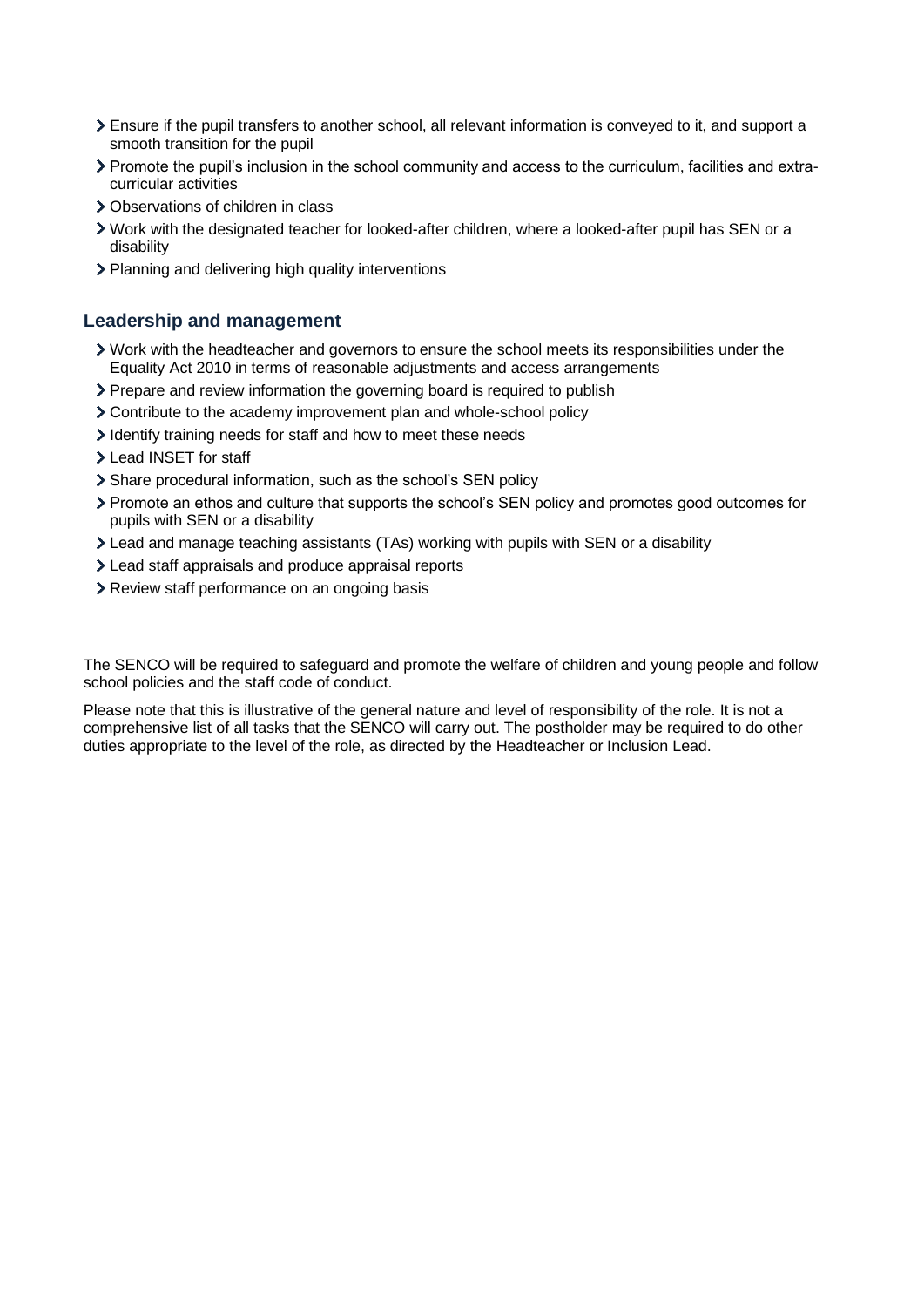- Ensure if the pupil transfers to another school, all relevant information is conveyed to it, and support a smooth transition for the pupil
- Promote the pupil's inclusion in the school community and access to the curriculum, facilities and extra-curricular activities
- Observations of children in class
- Work with the designated teacher for looked-after children, where a looked-after pupil has SEN or a disability
- Planning and delivering high quality interventions

### Leadership and management

- Work with the headteacher and governors to ensure the school meets its responsibilities under the Equality Act 2010 in terms of reasonable adjustments and access arrangements
- Prepare and review information the governing board is required to publish
- Contribute to the academy improvement plan and whole-school policy
- Identify training needs for staff and how to meet these needs
- Lead INSET for staff
- Share procedural information, such as the school's SEN policy
- Promote an ethos and culture that supports the school's SEN policy and promotes good outcomes for pupils with SEN or a disability
- Lead and manage teaching assistants (TAs) working with pupils with SEN or a disability
- Lead staff appraisals and produce appraisal reports
- Review staff performance on an ongoing basis

The SENCO will be required to safeguard and promote the welfare of children and young people and follow school policies and the staff code of conduct.

Please note that this is illustrative of the general nature and level of responsibility of the role. It is not a comprehensive list of all tasks that the SENCO will carry out. The postholder may be required to do other duties appropriate to the level of the role, as directed by the Headteacher or Inclusion Lead.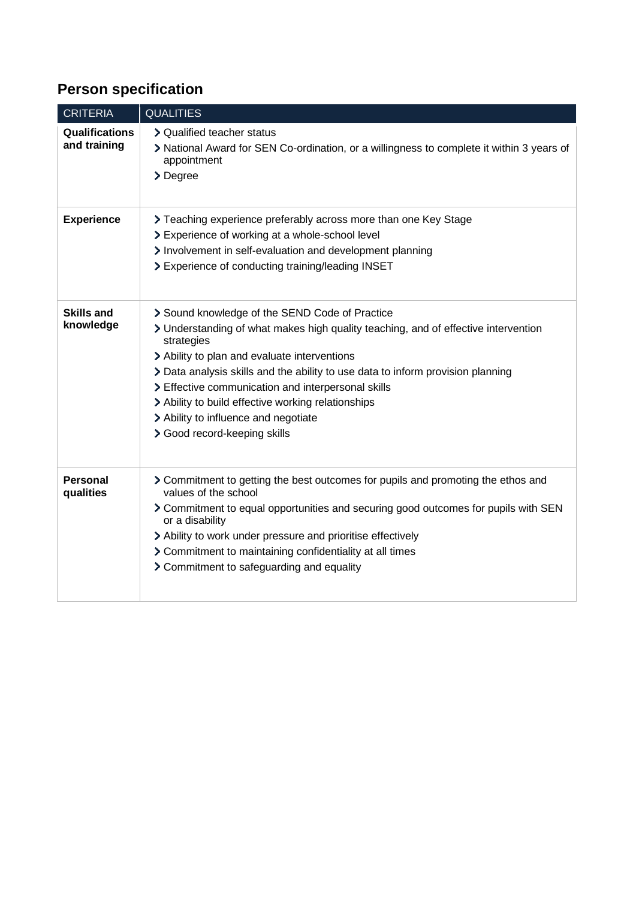## Person specification

| CRITERIA | QUALITIES |
|---|---|
| **Qualifications and training** | › Qualified teacher status<br>› National Award for SEN Co-ordination, or a willingness to complete it within 3 years of appointment<br>› Degree |
| **Experience** | › Teaching experience preferably across more than one Key Stage<br>› Experience of working at a whole-school level<br>› Involvement in self-evaluation and development planning<br>› Experience of conducting training/leading INSET |
| **Skills and knowledge** | › Sound knowledge of the SEND Code of Practice<br>› Understanding of what makes high quality teaching, and of effective intervention strategies<br>› Ability to plan and evaluate interventions<br>› Data analysis skills and the ability to use data to inform provision planning<br>› Effective communication and interpersonal skills<br>› Ability to build effective working relationships<br>› Ability to influence and negotiate<br>› Good record-keeping skills |
| **Personal qualities** | › Commitment to getting the best outcomes for pupils and promoting the ethos and values of the school<br>› Commitment to equal opportunities and securing good outcomes for pupils with SEN or a disability<br>› Ability to work under pressure and prioritise effectively<br>› Commitment to maintaining confidentiality at all times<br>› Commitment to safeguarding and equality |